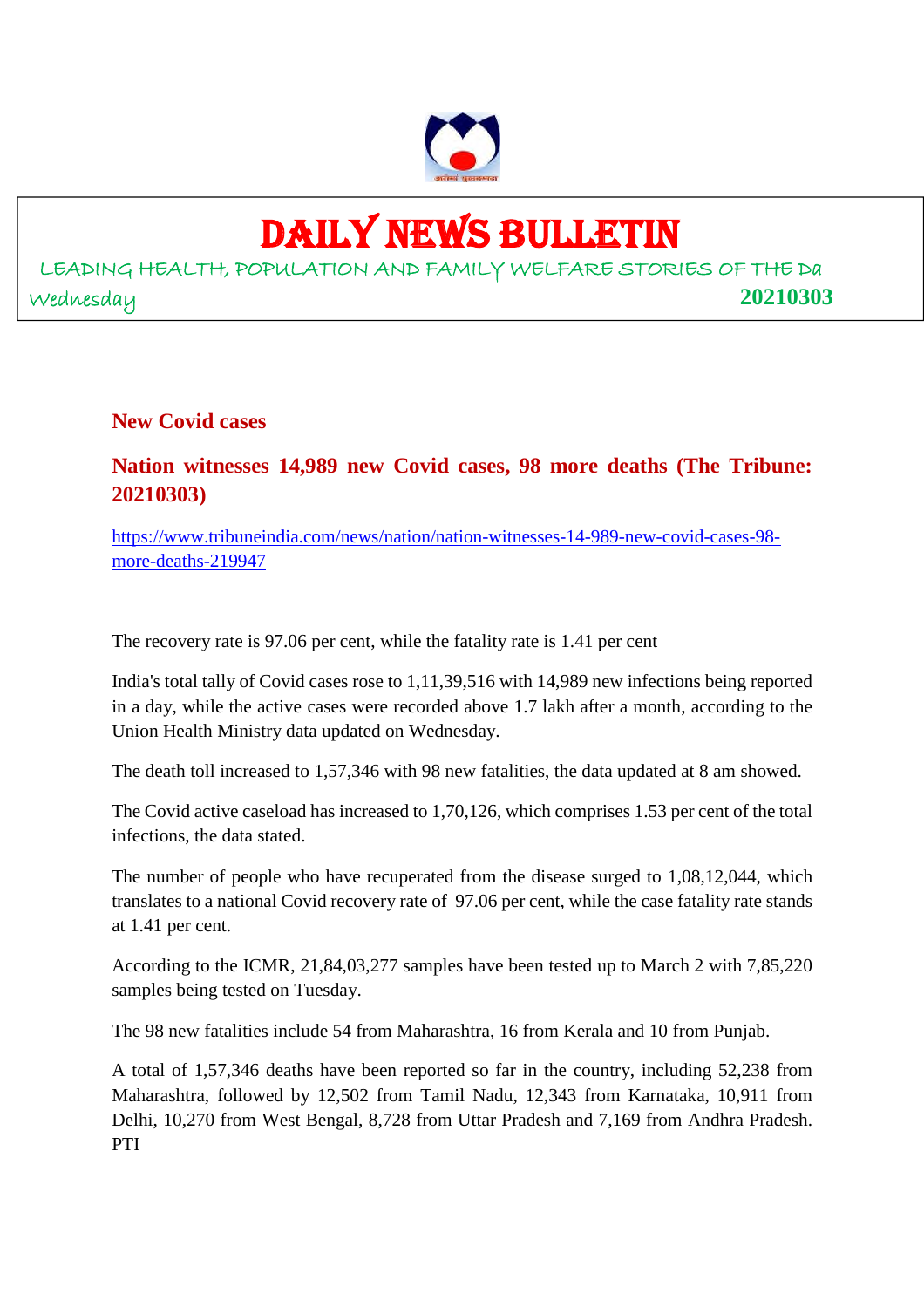# DAILY NEWS BULLETIN

LEADING HEALTH, POPULATION AND FAMILY WELFARE STORIES OF THE Da

Wednesday **20210303**

## New Covid cases

## Nation witnesses 14,989 new Covid cases, 98 more deaths (The Tribune: 20210303)

https://www.tribuneindia.com/news/nation/nation-witnesses-14-989-new-covid-cases-98-more-deaths-219947

The recovery rate is 97.06 per cent, while the fatality rate is 1.41 per cent

India's total tally of Covid cases rose to 1,11,39,516 with 14,989 new infections being reported in a day, while the active cases were recorded above 1.7 lakh after a month, according to the Union Health Ministry data updated on Wednesday.

The death toll increased to 1,57,346 with 98 new fatalities, the data updated at 8 am showed.

The Covid active caseload has increased to 1,70,126, which comprises 1.53 per cent of the total infections, the data stated.

The number of people who have recuperated from the disease surged to 1,08,12,044, which translates to a national Covid recovery rate of 97.06 per cent, while the case fatality rate stands at 1.41 per cent.

According to the ICMR, 21,84,03,277 samples have been tested up to March 2 with 7,85,220 samples being tested on Tuesday.

The 98 new fatalities include 54 from Maharashtra, 16 from Kerala and 10 from Punjab.

A total of 1,57,346 deaths have been reported so far in the country, including 52,238 from Maharashtra, followed by 12,502 from Tamil Nadu, 12,343 from Karnataka, 10,911 from Delhi, 10,270 from West Bengal, 8,728 from Uttar Pradesh and 7,169 from Andhra Pradesh. PTI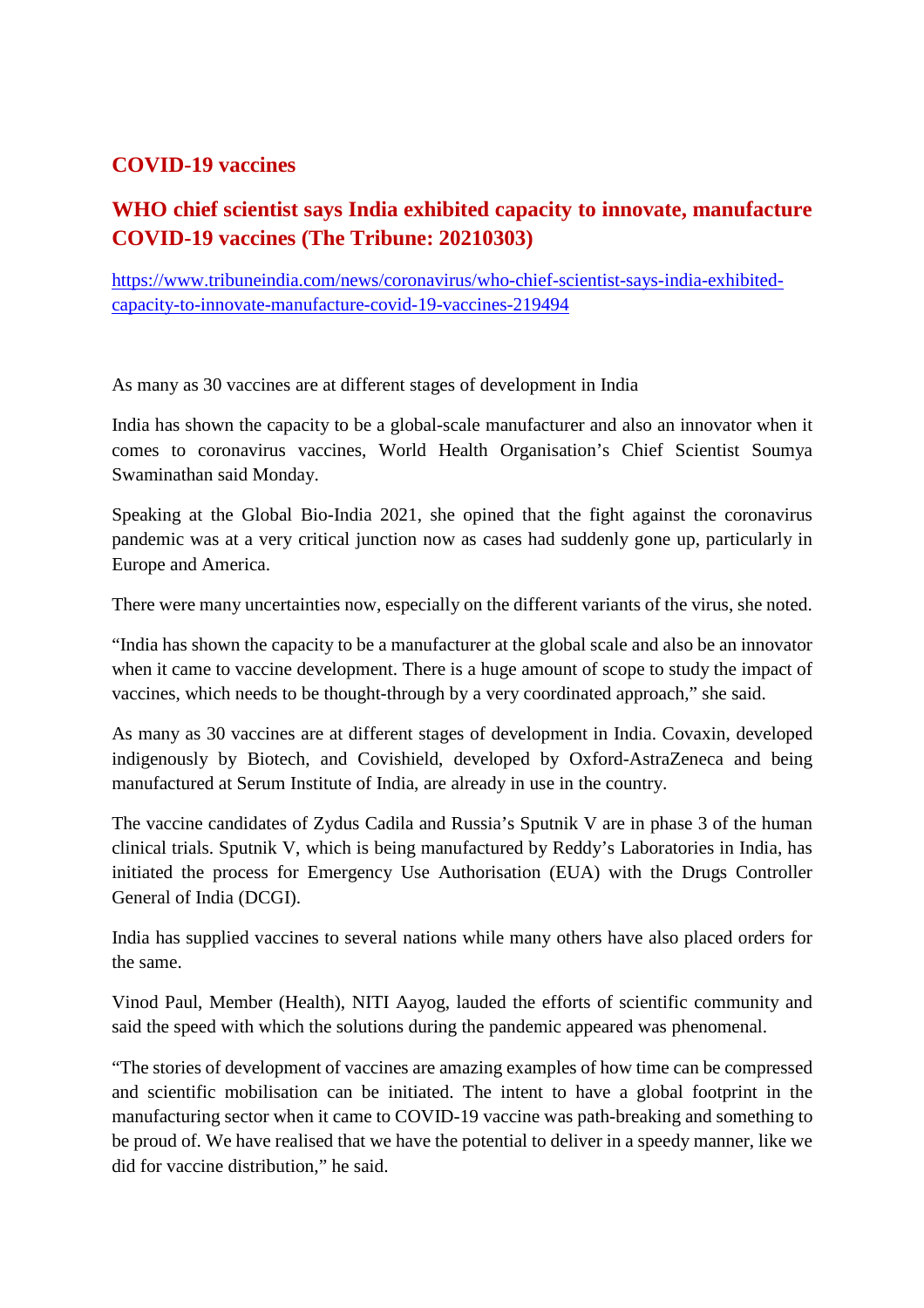## COVID-19 vaccines

### WHO chief scientist says India exhibited capacity to innovate, manufacture COVID-19 vaccines (The Tribune: 20210303)

https://www.tribuneindia.com/news/coronavirus/who-chief-scientist-says-india-exhibited-capacity-to-innovate-manufacture-covid-19-vaccines-219494

As many as 30 vaccines are at different stages of development in India

India has shown the capacity to be a global-scale manufacturer and also an innovator when it comes to coronavirus vaccines, World Health Organisation's Chief Scientist Soumya Swaminathan said Monday.

Speaking at the Global Bio-India 2021, she opined that the fight against the coronavirus pandemic was at a very critical junction now as cases had suddenly gone up, particularly in Europe and America.

There were many uncertainties now, especially on the different variants of the virus, she noted.

"India has shown the capacity to be a manufacturer at the global scale and also be an innovator when it came to vaccine development. There is a huge amount of scope to study the impact of vaccines, which needs to be thought-through by a very coordinated approach," she said.

As many as 30 vaccines are at different stages of development in India. Covaxin, developed indigenously by Biotech, and Covishield, developed by Oxford-AstraZeneca and being manufactured at Serum Institute of India, are already in use in the country.

The vaccine candidates of Zydus Cadila and Russia's Sputnik V are in phase 3 of the human clinical trials. Sputnik V, which is being manufactured by Reddy's Laboratories in India, has initiated the process for Emergency Use Authorisation (EUA) with the Drugs Controller General of India (DCGI).

India has supplied vaccines to several nations while many others have also placed orders for the same.

Vinod Paul, Member (Health), NITI Aayog, lauded the efforts of scientific community and said the speed with which the solutions during the pandemic appeared was phenomenal.

"The stories of development of vaccines are amazing examples of how time can be compressed and scientific mobilisation can be initiated. The intent to have a global footprint in the manufacturing sector when it came to COVID-19 vaccine was path-breaking and something to be proud of. We have realised that we have the potential to deliver in a speedy manner, like we did for vaccine distribution," he said.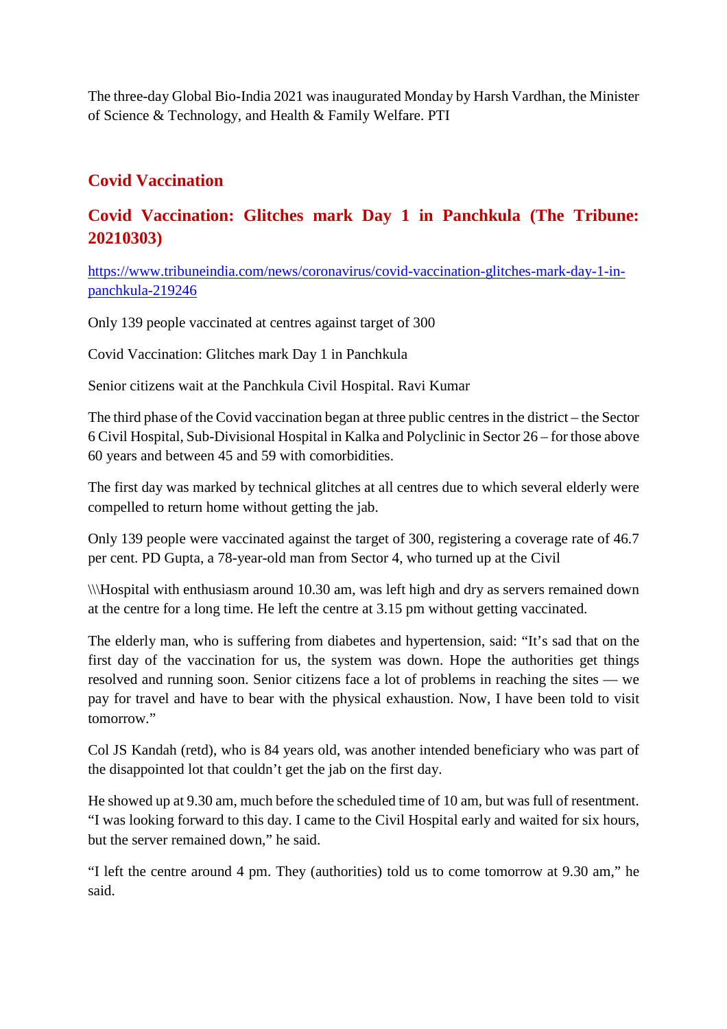The three-day Global Bio-India 2021 was inaugurated Monday by Harsh Vardhan, the Minister of Science & Technology, and Health & Family Welfare. PTI

## Covid Vaccination

### Covid Vaccination: Glitches mark Day 1 in Panchkula (The Tribune: 20210303)

https://www.tribuneindia.com/news/coronavirus/covid-vaccination-glitches-mark-day-1-in-panchkula-219246

Only 139 people vaccinated at centres against target of 300

Covid Vaccination: Glitches mark Day 1 in Panchkula

Senior citizens wait at the Panchkula Civil Hospital. Ravi Kumar

The third phase of the Covid vaccination began at three public centres in the district – the Sector 6 Civil Hospital, Sub-Divisional Hospital in Kalka and Polyclinic in Sector 26 – for those above 60 years and between 45 and 59 with comorbidities.

The first day was marked by technical glitches at all centres due to which several elderly were compelled to return home without getting the jab.

Only 139 people were vaccinated against the target of 300, registering a coverage rate of 46.7 per cent. PD Gupta, a 78-year-old man from Sector 4, who turned up at the Civil

\\\Hospital with enthusiasm around 10.30 am, was left high and dry as servers remained down at the centre for a long time. He left the centre at 3.15 pm without getting vaccinated.

The elderly man, who is suffering from diabetes and hypertension, said: “It’s sad that on the first day of the vaccination for us, the system was down. Hope the authorities get things resolved and running soon. Senior citizens face a lot of problems in reaching the sites — we pay for travel and have to bear with the physical exhaustion. Now, I have been told to visit tomorrow.”

Col JS Kandah (retd), who is 84 years old, was another intended beneficiary who was part of the disappointed lot that couldn’t get the jab on the first day.

He showed up at 9.30 am, much before the scheduled time of 10 am, but was full of resentment. “I was looking forward to this day. I came to the Civil Hospital early and waited for six hours, but the server remained down,” he said.

“I left the centre around 4 pm. They (authorities) told us to come tomorrow at 9.30 am,” he said.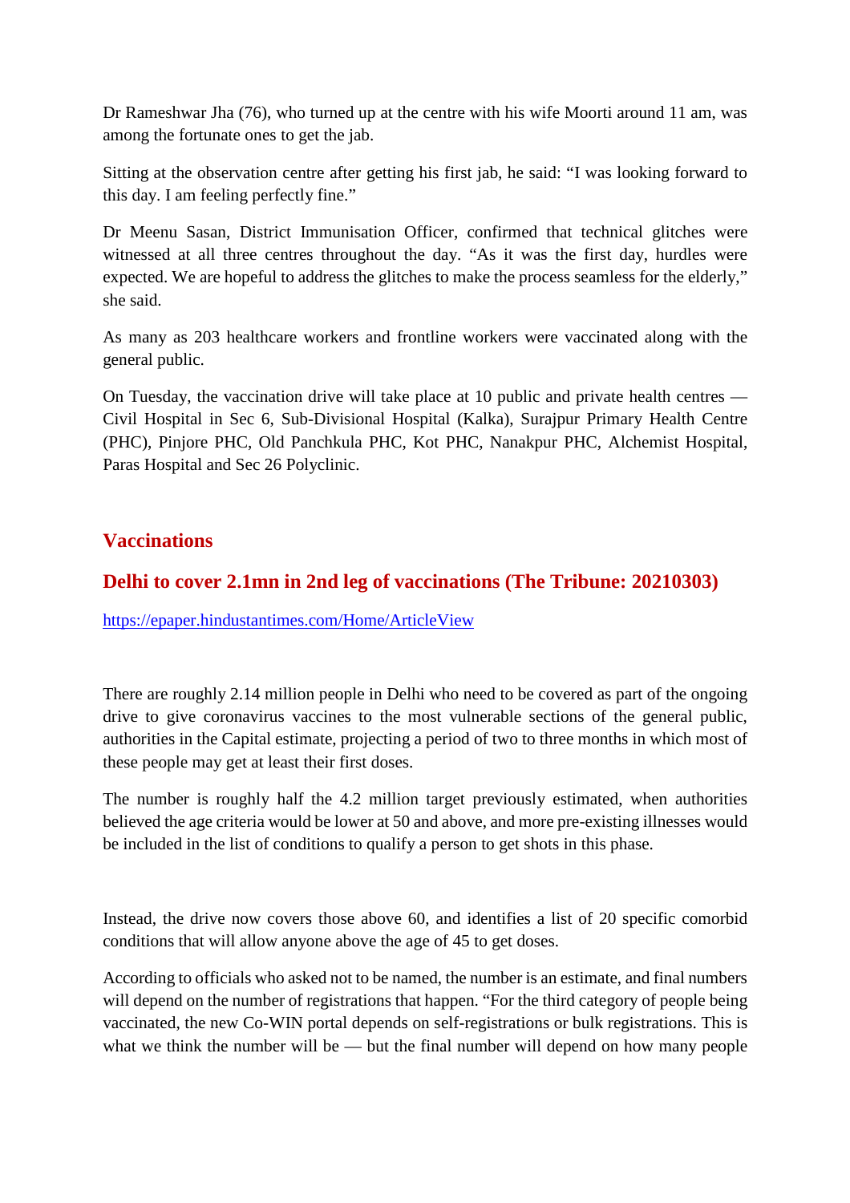Dr Rameshwar Jha (76), who turned up at the centre with his wife Moorti around 11 am, was among the fortunate ones to get the jab.

Sitting at the observation centre after getting his first jab, he said: "I was looking forward to this day. I am feeling perfectly fine."

Dr Meenu Sasan, District Immunisation Officer, confirmed that technical glitches were witnessed at all three centres throughout the day. "As it was the first day, hurdles were expected. We are hopeful to address the glitches to make the process seamless for the elderly," she said.

As many as 203 healthcare workers and frontline workers were vaccinated along with the general public.

On Tuesday, the vaccination drive will take place at 10 public and private health centres — Civil Hospital in Sec 6, Sub-Divisional Hospital (Kalka), Surajpur Primary Health Centre (PHC), Pinjore PHC, Old Panchkula PHC, Kot PHC, Nanakpur PHC, Alchemist Hospital, Paras Hospital and Sec 26 Polyclinic.

## Vaccinations

## Delhi to cover 2.1mn in 2nd leg of vaccinations (The Tribune: 20210303)

https://epaper.hindustantimes.com/Home/ArticleView

There are roughly 2.14 million people in Delhi who need to be covered as part of the ongoing drive to give coronavirus vaccines to the most vulnerable sections of the general public, authorities in the Capital estimate, projecting a period of two to three months in which most of these people may get at least their first doses.

The number is roughly half the 4.2 million target previously estimated, when authorities believed the age criteria would be lower at 50 and above, and more pre-existing illnesses would be included in the list of conditions to qualify a person to get shots in this phase.

Instead, the drive now covers those above 60, and identifies a list of 20 specific comorbid conditions that will allow anyone above the age of 45 to get doses.

According to officials who asked not to be named, the number is an estimate, and final numbers will depend on the number of registrations that happen. "For the third category of people being vaccinated, the new Co-WIN portal depends on self-registrations or bulk registrations. This is what we think the number will be — but the final number will depend on how many people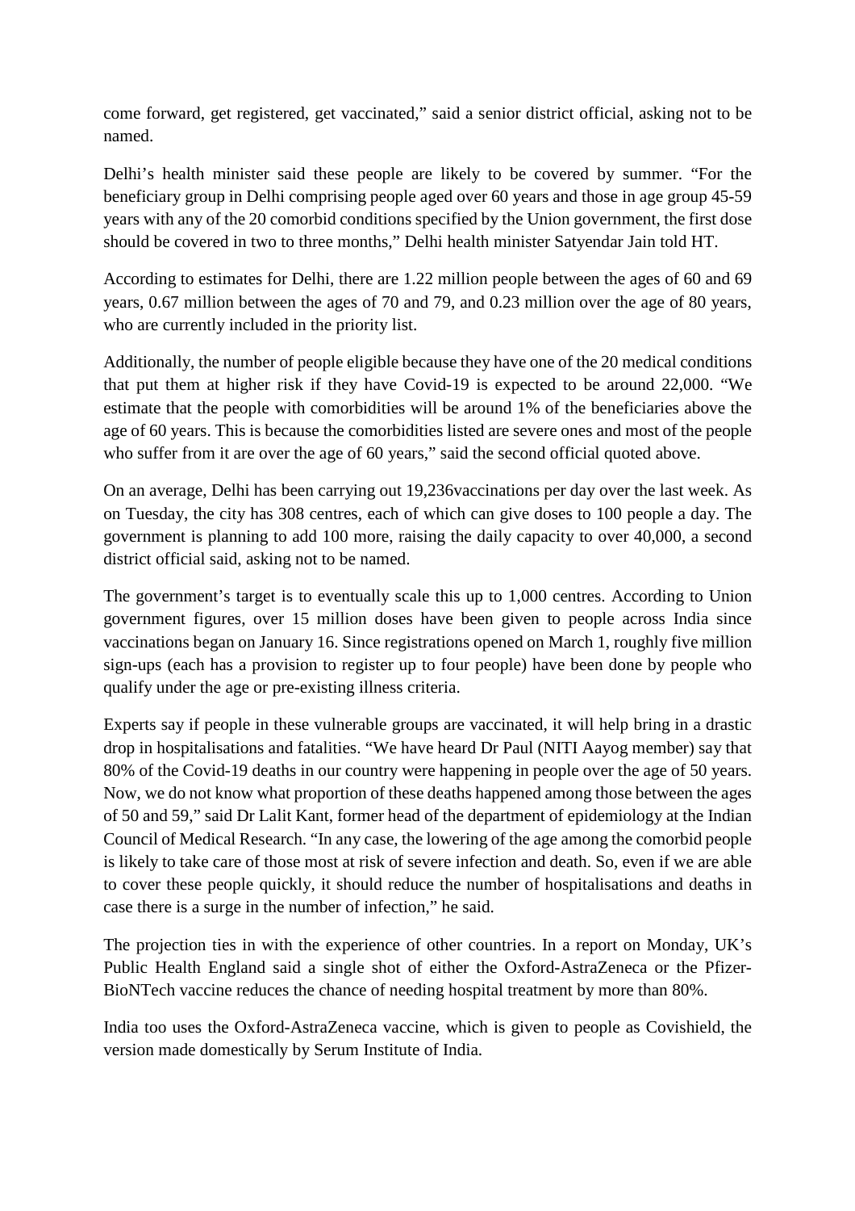come forward, get registered, get vaccinated," said a senior district official, asking not to be named.

Delhi's health minister said these people are likely to be covered by summer. "For the beneficiary group in Delhi comprising people aged over 60 years and those in age group 45-59 years with any of the 20 comorbid conditions specified by the Union government, the first dose should be covered in two to three months," Delhi health minister Satyendar Jain told HT.

According to estimates for Delhi, there are 1.22 million people between the ages of 60 and 69 years, 0.67 million between the ages of 70 and 79, and 0.23 million over the age of 80 years, who are currently included in the priority list.

Additionally, the number of people eligible because they have one of the 20 medical conditions that put them at higher risk if they have Covid-19 is expected to be around 22,000. "We estimate that the people with comorbidities will be around 1% of the beneficiaries above the age of 60 years. This is because the comorbidities listed are severe ones and most of the people who suffer from it are over the age of 60 years," said the second official quoted above.

On an average, Delhi has been carrying out 19,236vaccinations per day over the last week. As on Tuesday, the city has 308 centres, each of which can give doses to 100 people a day. The government is planning to add 100 more, raising the daily capacity to over 40,000, a second district official said, asking not to be named.

The government's target is to eventually scale this up to 1,000 centres. According to Union government figures, over 15 million doses have been given to people across India since vaccinations began on January 16. Since registrations opened on March 1, roughly five million sign-ups (each has a provision to register up to four people) have been done by people who qualify under the age or pre-existing illness criteria.

Experts say if people in these vulnerable groups are vaccinated, it will help bring in a drastic drop in hospitalisations and fatalities. "We have heard Dr Paul (NITI Aayog member) say that 80% of the Covid-19 deaths in our country were happening in people over the age of 50 years. Now, we do not know what proportion of these deaths happened among those between the ages of 50 and 59," said Dr Lalit Kant, former head of the department of epidemiology at the Indian Council of Medical Research. "In any case, the lowering of the age among the comorbid people is likely to take care of those most at risk of severe infection and death. So, even if we are able to cover these people quickly, it should reduce the number of hospitalisations and deaths in case there is a surge in the number of infection," he said.

The projection ties in with the experience of other countries. In a report on Monday, UK's Public Health England said a single shot of either the Oxford-AstraZeneca or the Pfizer-BioNTech vaccine reduces the chance of needing hospital treatment by more than 80%.

India too uses the Oxford-AstraZeneca vaccine, which is given to people as Covishield, the version made domestically by Serum Institute of India.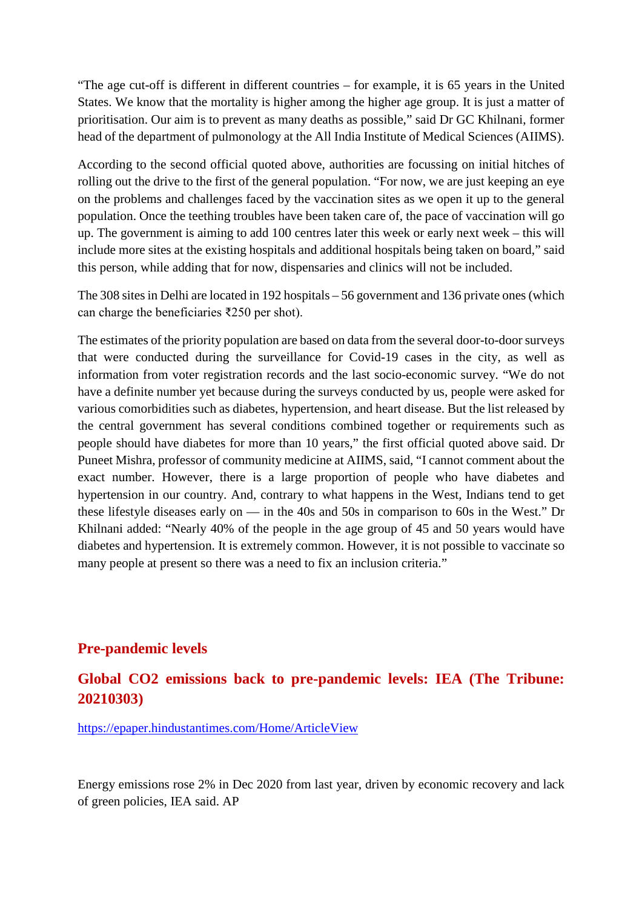"The age cut-off is different in different countries – for example, it is 65 years in the United States. We know that the mortality is higher among the higher age group. It is just a matter of prioritisation. Our aim is to prevent as many deaths as possible," said Dr GC Khilnani, former head of the department of pulmonology at the All India Institute of Medical Sciences (AIIMS).

According to the second official quoted above, authorities are focussing on initial hitches of rolling out the drive to the first of the general population. "For now, we are just keeping an eye on the problems and challenges faced by the vaccination sites as we open it up to the general population. Once the teething troubles have been taken care of, the pace of vaccination will go up. The government is aiming to add 100 centres later this week or early next week – this will include more sites at the existing hospitals and additional hospitals being taken on board," said this person, while adding that for now, dispensaries and clinics will not be included.

The 308 sites in Delhi are located in 192 hospitals – 56 government and 136 private ones (which can charge the beneficiaries ₹250 per shot).

The estimates of the priority population are based on data from the several door-to-door surveys that were conducted during the surveillance for Covid-19 cases in the city, as well as information from voter registration records and the last socio-economic survey. "We do not have a definite number yet because during the surveys conducted by us, people were asked for various comorbidities such as diabetes, hypertension, and heart disease. But the list released by the central government has several conditions combined together or requirements such as people should have diabetes for more than 10 years," the first official quoted above said. Dr Puneet Mishra, professor of community medicine at AIIMS, said, "I cannot comment about the exact number. However, there is a large proportion of people who have diabetes and hypertension in our country. And, contrary to what happens in the West, Indians tend to get these lifestyle diseases early on — in the 40s and 50s in comparison to 60s in the West." Dr Khilnani added: "Nearly 40% of the people in the age group of 45 and 50 years would have diabetes and hypertension. It is extremely common. However, it is not possible to vaccinate so many people at present so there was a need to fix an inclusion criteria."

## Pre-pandemic levels

## Global CO2 emissions back to pre-pandemic levels: IEA (The Tribune: 20210303)

https://epaper.hindustantimes.com/Home/ArticleView

Energy emissions rose 2% in Dec 2020 from last year, driven by economic recovery and lack of green policies, IEA said. AP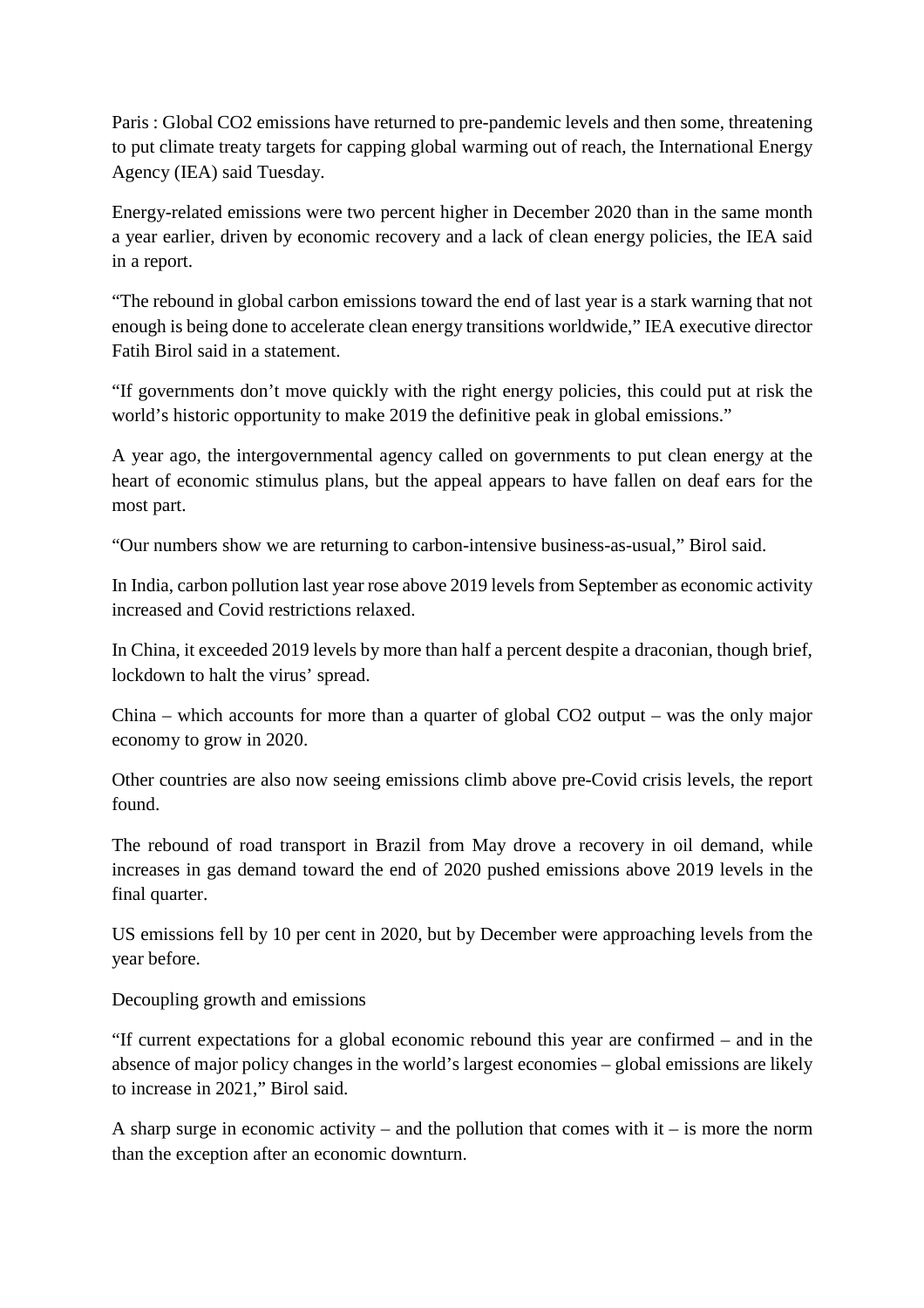Paris : Global $CO_2$ emissions have returned to pre-pandemic levels and then some, threatening to put climate treaty targets for capping global warming out of reach, the International Energy Agency (IEA) said Tuesday.

Energy-related emissions were two percent higher in December 2020 than in the same month a year earlier, driven by economic recovery and a lack of clean energy policies, the IEA said in a report.

"The rebound in global carbon emissions toward the end of last year is a stark warning that not enough is being done to accelerate clean energy transitions worldwide," IEA executive director Fatih Birol said in a statement.

"If governments don't move quickly with the right energy policies, this could put at risk the world's historic opportunity to make 2019 the definitive peak in global emissions."

A year ago, the intergovernmental agency called on governments to put clean energy at the heart of economic stimulus plans, but the appeal appears to have fallen on deaf ears for the most part.

"Our numbers show we are returning to carbon-intensive business-as-usual," Birol said.

In India, carbon pollution last year rose above 2019 levels from September as economic activity increased and Covid restrictions relaxed.

In China, it exceeded 2019 levels by more than half a percent despite a draconian, though brief, lockdown to halt the virus' spread.

China – which accounts for more than a quarter of global $CO_2$ output – was the only major economy to grow in 2020.

Other countries are also now seeing emissions climb above pre-Covid crisis levels, the report found.

The rebound of road transport in Brazil from May drove a recovery in oil demand, while increases in gas demand toward the end of 2020 pushed emissions above 2019 levels in the final quarter.

US emissions fell by 10 per cent in 2020, but by December were approaching levels from the year before.

## Decoupling growth and emissions

"If current expectations for a global economic rebound this year are confirmed – and in the absence of major policy changes in the world's largest economies – global emissions are likely to increase in 2021," Birol said.

A sharp surge in economic activity – and the pollution that comes with it – is more the norm than the exception after an economic downturn.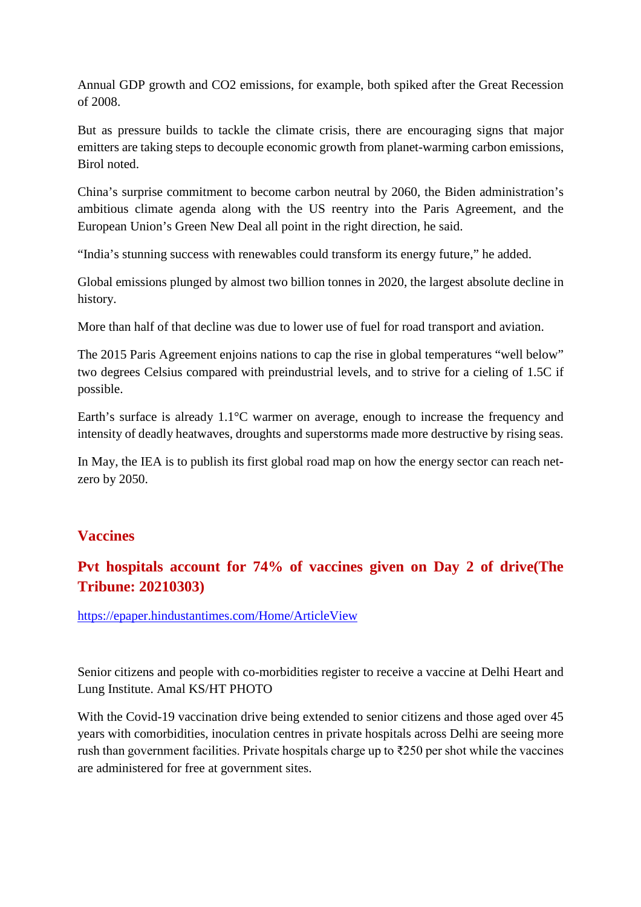Annual GDP growth and $CO_2$ emissions, for example, both spiked after the Great Recession of 2008.

But as pressure builds to tackle the climate crisis, there are encouraging signs that major emitters are taking steps to decouple economic growth from planet-warming carbon emissions, Birol noted.

China's surprise commitment to become carbon neutral by 2060, the Biden administration's ambitious climate agenda along with the US reentry into the Paris Agreement, and the European Union's Green New Deal all point in the right direction, he said.

"India's stunning success with renewables could transform its energy future," he added.

Global emissions plunged by almost two billion tonnes in 2020, the largest absolute decline in history.

More than half of that decline was due to lower use of fuel for road transport and aviation.

The 2015 Paris Agreement enjoins nations to cap the rise in global temperatures "well below" two degrees Celsius compared with preindustrial levels, and to strive for a cieling of 1.5C if possible.

Earth's surface is already 1.1°C warmer on average, enough to increase the frequency and intensity of deadly heatwaves, droughts and superstorms made more destructive by rising seas.

In May, the IEA is to publish its first global road map on how the energy sector can reach net-zero by 2050.

## Vaccines

## Pvt hospitals account for 74% of vaccines given on Day 2 of drive(The Tribune: 20210303)

https://epaper.hindustantimes.com/Home/ArticleView

Senior citizens and people with co-morbidities register to receive a vaccine at Delhi Heart and Lung Institute. Amal KS/HT PHOTO

With the Covid-19 vaccination drive being extended to senior citizens and those aged over 45 years with comorbidities, inoculation centres in private hospitals across Delhi are seeing more rush than government facilities. Private hospitals charge up to ₹250 per shot while the vaccines are administered for free at government sites.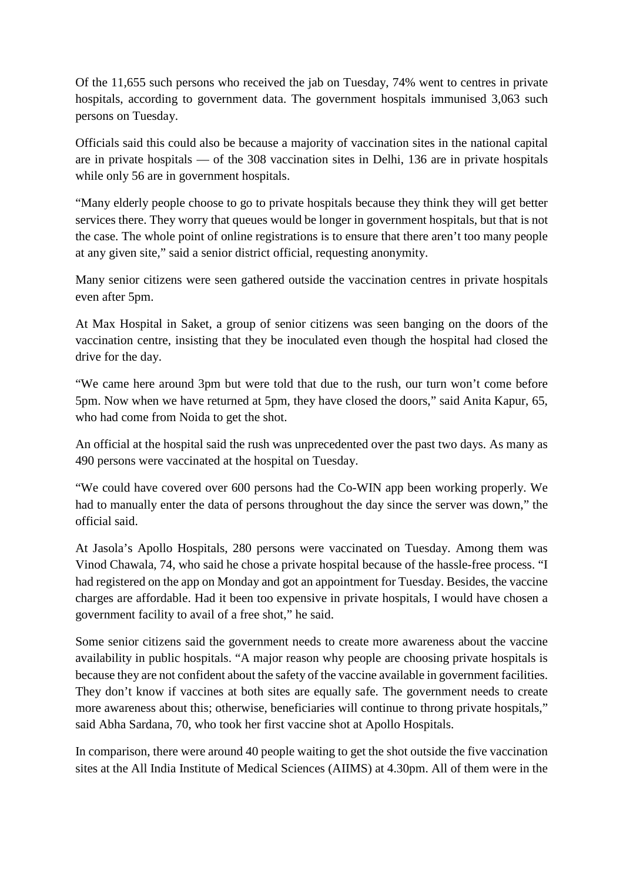Of the 11,655 such persons who received the jab on Tuesday, 74% went to centres in private hospitals, according to government data. The government hospitals immunised 3,063 such persons on Tuesday.

Officials said this could also be because a majority of vaccination sites in the national capital are in private hospitals — of the 308 vaccination sites in Delhi, 136 are in private hospitals while only 56 are in government hospitals.

"Many elderly people choose to go to private hospitals because they think they will get better services there. They worry that queues would be longer in government hospitals, but that is not the case. The whole point of online registrations is to ensure that there aren't too many people at any given site," said a senior district official, requesting anonymity.

Many senior citizens were seen gathered outside the vaccination centres in private hospitals even after 5pm.

At Max Hospital in Saket, a group of senior citizens was seen banging on the doors of the vaccination centre, insisting that they be inoculated even though the hospital had closed the drive for the day.

"We came here around 3pm but were told that due to the rush, our turn won't come before 5pm. Now when we have returned at 5pm, they have closed the doors," said Anita Kapur, 65, who had come from Noida to get the shot.

An official at the hospital said the rush was unprecedented over the past two days. As many as 490 persons were vaccinated at the hospital on Tuesday.

"We could have covered over 600 persons had the Co-WIN app been working properly. We had to manually enter the data of persons throughout the day since the server was down," the official said.

At Jasola's Apollo Hospitals, 280 persons were vaccinated on Tuesday. Among them was Vinod Chawala, 74, who said he chose a private hospital because of the hassle-free process. "I had registered on the app on Monday and got an appointment for Tuesday. Besides, the vaccine charges are affordable. Had it been too expensive in private hospitals, I would have chosen a government facility to avail of a free shot," he said.

Some senior citizens said the government needs to create more awareness about the vaccine availability in public hospitals. "A major reason why people are choosing private hospitals is because they are not confident about the safety of the vaccine available in government facilities. They don't know if vaccines at both sites are equally safe. The government needs to create more awareness about this; otherwise, beneficiaries will continue to throng private hospitals," said Abha Sardana, 70, who took her first vaccine shot at Apollo Hospitals.

In comparison, there were around 40 people waiting to get the shot outside the five vaccination sites at the All India Institute of Medical Sciences (AIIMS) at 4.30pm. All of them were in the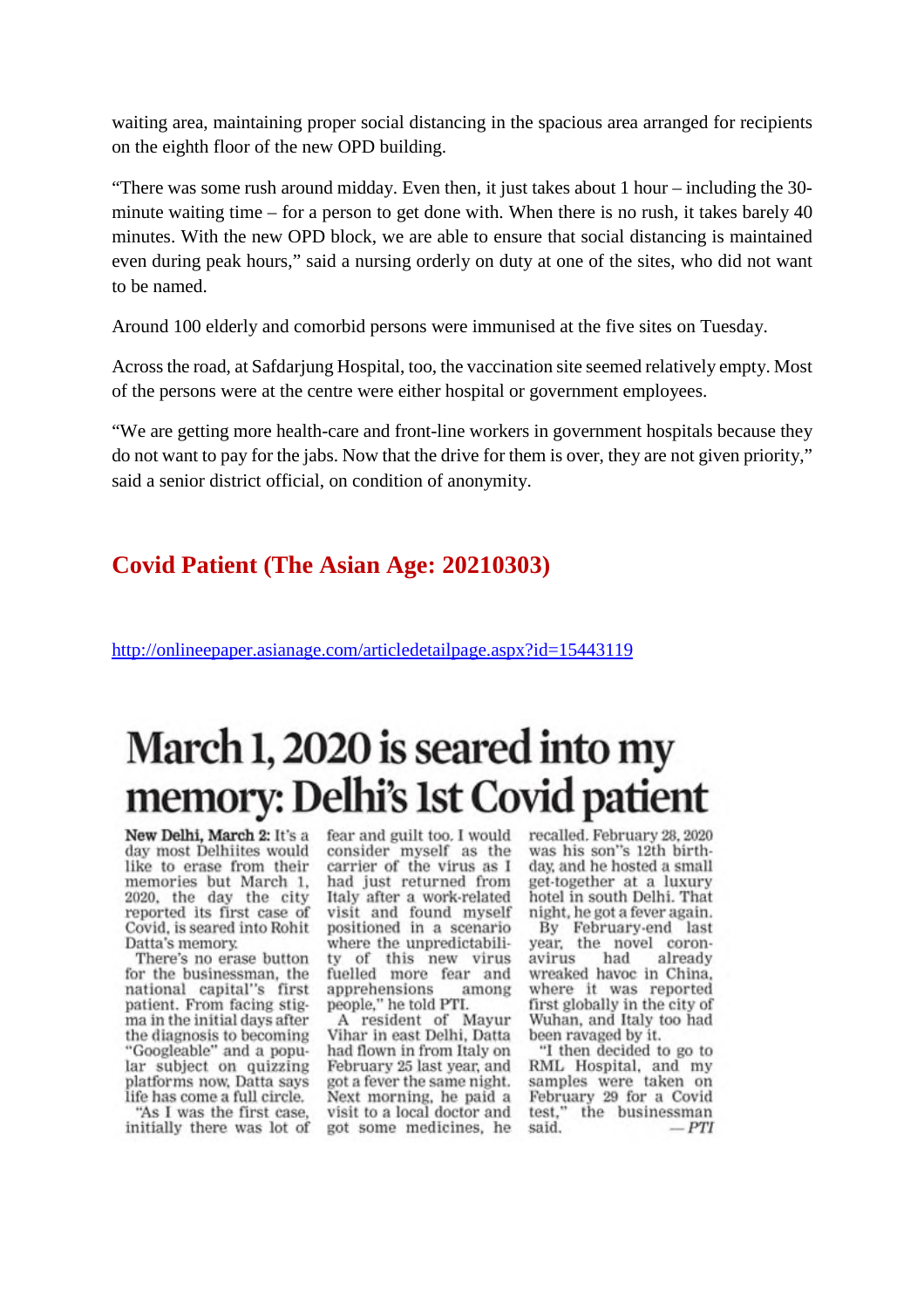waiting area, maintaining proper social distancing in the spacious area arranged for recipients on the eighth floor of the new OPD building.

"There was some rush around midday. Even then, it just takes about 1 hour – including the 30-minute waiting time – for a person to get done with. When there is no rush, it takes barely 40 minutes. With the new OPD block, we are able to ensure that social distancing is maintained even during peak hours," said a nursing orderly on duty at one of the sites, who did not want to be named.

Around 100 elderly and comorbid persons were immunised at the five sites on Tuesday.

Across the road, at Safdarjung Hospital, too, the vaccination site seemed relatively empty. Most of the persons were at the centre were either hospital or government employees.

"We are getting more health-care and front-line workers in government hospitals because they do not want to pay for the jabs. Now that the drive for them is over, they are not given priority," said a senior district official, on condition of anonymity.

## Covid Patient (The Asian Age: 20210303)

http://onlineepaper.asianage.com/articledetailpage.aspx?id=15443119

# March 1, 2020 is seared into my memory: Delhi's 1st Covid patient

**New Delhi, March 2:** It's a day most Delhiites would like to erase from their memories but March 1, 2020, the day the city reported its first case of Covid, is seared into Rohit Datta's memory.

There's no erase button for the businessman, the national capital''s first patient. From facing stigma in the initial days after the diagnosis to becoming "Googleable" and a popular subject on quizzing platforms now, Datta says life has come a full circle.

"As I was the first case, initially there was lot of fear and guilt too. I would consider myself as the carrier of the virus as I had just returned from Italy after a work-related visit and found myself positioned in a scenario where the unpredictability of this new virus fuelled more fear and apprehensions among people," he told PTI.

A resident of Mayur Vihar in east Delhi, Datta had flown in from Italy on February 25 last year, and got a fever the same night. Next morning, he paid a visit to a local doctor and got some medicines, he recalled. February 28, 2020 was his son''s 12th birthday, and he hosted a small get-together at a luxury hotel in south Delhi. That night, he got a fever again.

By February-end last year, the novel coronavirus had already wreaked havoc in China, where it was reported first globally in the city of Wuhan, and Italy too had been ravaged by it.

"I then decided to go to RML Hospital, and my samples were taken on February 29 for a Covid test," the businessman said. *— PTI*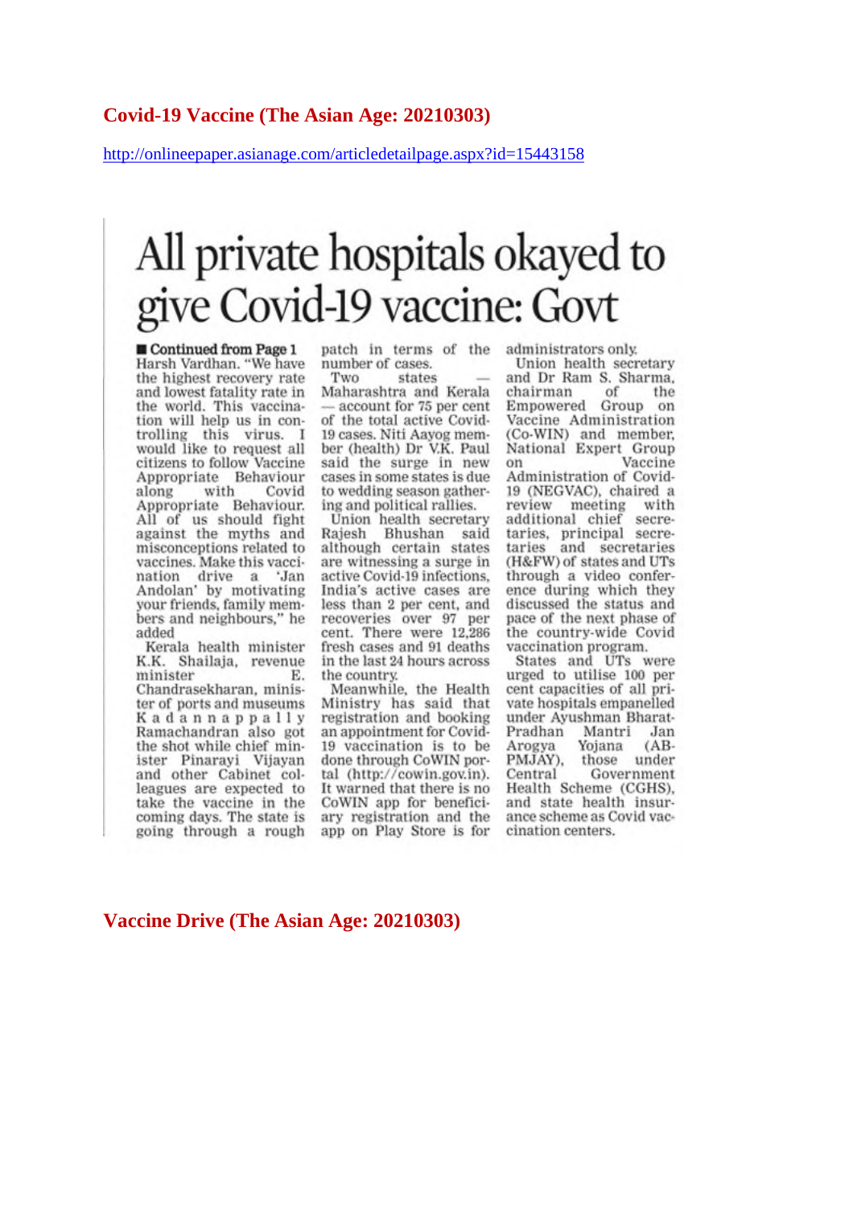## Covid-19 Vaccine (The Asian Age: 20210303)

http://onlineepaper.asianage.com/articledetailpage.aspx?id=15443158

# All private hospitals okayed to give Covid-19 vaccine: Govt

**■ Continued from Page 1**

Harsh Vardhan. "We have the highest recovery rate and lowest fatality rate in the world. This vaccination will help us in controlling this virus. I would like to request all citizens to follow Vaccine Appropriate Behaviour along with Covid Appropriate Behaviour. All of us should fight against the myths and misconceptions related to vaccines. Make this vaccination drive a 'Jan Andolan' by motivating your friends, family members and neighbours," he added

Kerala health minister K.K. Shailaja, revenue minister E. Chandrasekharan, minister of ports and museums Kadannappally Ramachandran also got the shot while chief minister Pinarayi Vijayan and other Cabinet colleagues are expected to take the vaccine in the coming days. The state is going through a rough patch in terms of the number of cases.

Two states — Maharashtra and Kerala — account for 75 per cent of the total active Covid-19 cases. Niti Aayog member (health) Dr V.K. Paul said the surge in new cases in some states is due to wedding season gathering and political rallies.

Union health secretary Rajesh Bhushan said although certain states are witnessing a surge in active Covid-19 infections, India's active cases are less than 2 per cent, and recoveries over 97 per cent. There were 12,286 fresh cases and 91 deaths in the last 24 hours across the country.

Meanwhile, the Health Ministry has said that registration and booking an appointment for Covid-19 vaccination is to be done through CoWIN portal (http://cowin.gov.in). It warned that there is no CoWIN app for beneficiary registration and the app on Play Store is for administrators only.

Union health secretary and Dr Ram S. Sharma, chairman of the Empowered Group on Vaccine Administration (Co-WIN) and member, National Expert Group on Vaccine Administration of Covid-19 (NEGVAC), chaired a review meeting with additional chief secretaries, principal secretaries and secretaries (H&FW) of states and UTs through a video conference during which they discussed the status and pace of the next phase of the country-wide Covid vaccination program.

States and UTs were urged to utilise 100 per cent capacities of all private hospitals empanelled under Ayushman Bharat-Pradhan Mantri Jan Arogya Yojana (AB-PMJAY), those under Central Government Health Scheme (CGHS), and state health insurance scheme as Covid vaccination centers.

## Vaccine Drive (The Asian Age: 20210303)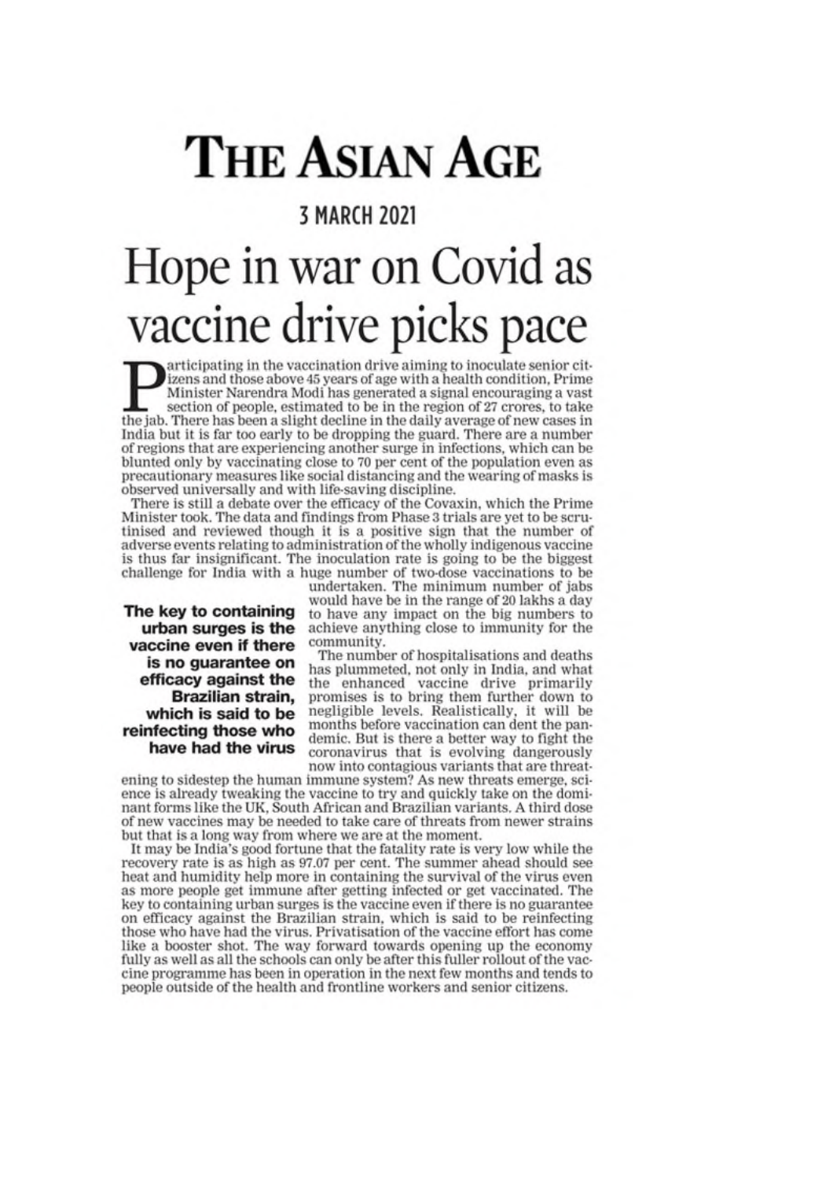# THE ASIAN AGE

## 3 MARCH 2021

# Hope in war on Covid as vaccine drive picks pace

Participating in the vaccination drive aiming to inoculate senior citizens and those above 45 years of age with a health condition, Prime Minister Narendra Modi has generated a signal encouraging a vast section of people, estimated to be in the region of 27 crores, to take the jab. There has been a slight decline in the daily average of new cases in India but it is far too early to be dropping the guard. There are a number of regions that are experiencing another surge in infections, which can be blunted only by vaccinating close to 70 per cent of the population even as precautionary measures like social distancing and the wearing of masks is observed universally and with life-saving discipline.

There is still a debate over the efficacy of the Covaxin, which the Prime Minister took. The data and findings from Phase 3 trials are yet to be scrutinised and reviewed though it is a positive sign that the number of adverse events relating to administration of the wholly indigenous vaccine is thus far insignificant. The inoculation rate is going to be the biggest challenge for India with a huge number of two-dose vaccinations to be undertaken. The minimum number of jabs would have be in the range of 20 lakhs a day to have any impact on the big numbers to achieve anything close to immunity for the community.

**The key to containing urban surges is the vaccine even if there is no guarantee on efficacy against the Brazilian strain, which is said to be reinfecting those who have had the virus**

The number of hospitalisations and deaths has plummeted, not only in India, and what the enhanced vaccine drive primarily promises is to bring them further down to negligible levels. Realistically, it will be months before vaccination can dent the pandemic. But is there a better way to fight the coronavirus that is evolving dangerously now into contagious variants that are threatening to sidestep the human immune system? As new threats emerge, science is already tweaking the vaccine to try and quickly take on the dominant forms like the UK, South African and Brazilian variants. A third dose of new vaccines may be needed to take care of threats from newer strains but that is a long way from where we are at the moment.

It may be India's good fortune that the fatality rate is very low while the recovery rate is as high as 97.07 per cent. The summer ahead should see heat and humidity help more in containing the survival of the virus even as more people get immune after getting infected or get vaccinated. The key to containing urban surges is the vaccine even if there is no guarantee on efficacy against the Brazilian strain, which is said to be reinfecting those who have had the virus. Privatisation of the vaccine effort has come like a booster shot. The way forward towards opening up the economy fully as well as all the schools can only be after this fuller rollout of the vaccine programme has been in operation in the next few months and tends to people outside of the health and frontline workers and senior citizens.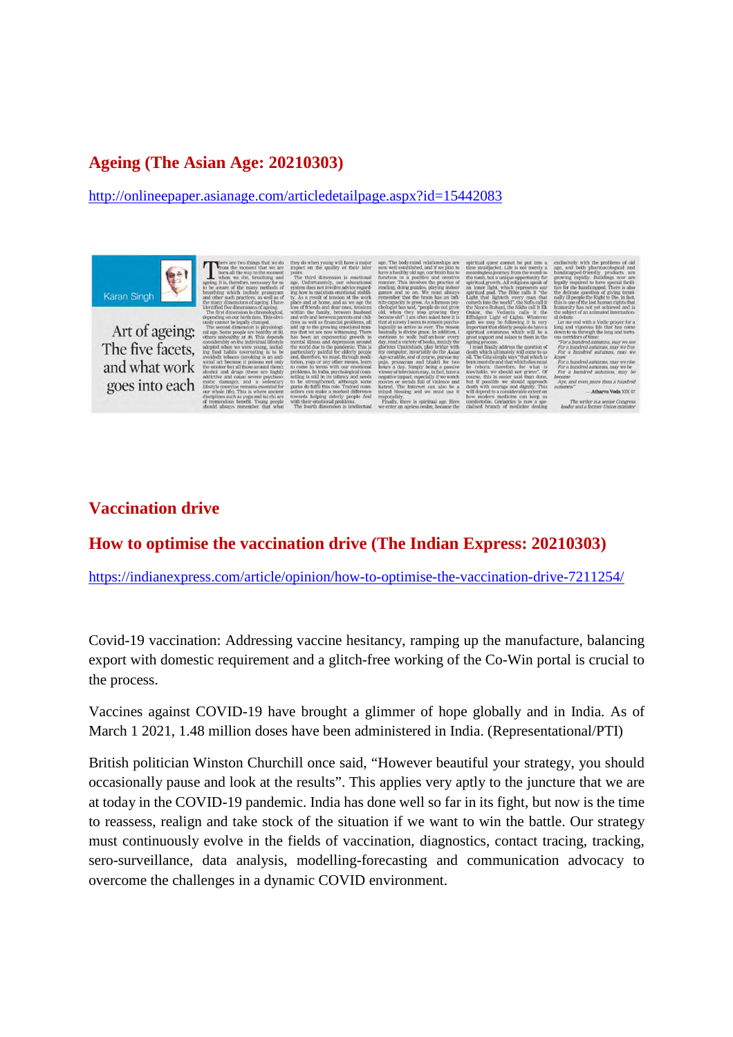## Ageing (The Asian Age: 20210303)

http://onlineepaper.asianage.com/articledetailpage.aspx?id=15442083

## Vaccination drive

## How to optimise the vaccination drive (The Indian Express: 20210303)

https://indianexpress.com/article/opinion/how-to-optimise-the-vaccination-drive-7211254/

Covid-19 vaccination: Addressing vaccine hesitancy, ramping up the manufacture, balancing export with domestic requirement and a glitch-free working of the Co-Win portal is crucial to the process.

Vaccines against COVID-19 have brought a glimmer of hope globally and in India. As of March 1 2021, 1.48 million doses have been administered in India. (Representational/PTI)

British politician Winston Churchill once said, "However beautiful your strategy, you should occasionally pause and look at the results". This applies very aptly to the juncture that we are at today in the COVID-19 pandemic. India has done well so far in its fight, but now is the time to reassess, realign and take stock of the situation if we want to win the battle. Our strategy must continuously evolve in the fields of vaccination, diagnostics, contact tracing, tracking, sero-surveillance, data analysis, modelling-forecasting and communication advocacy to overcome the challenges in a dynamic COVID environment.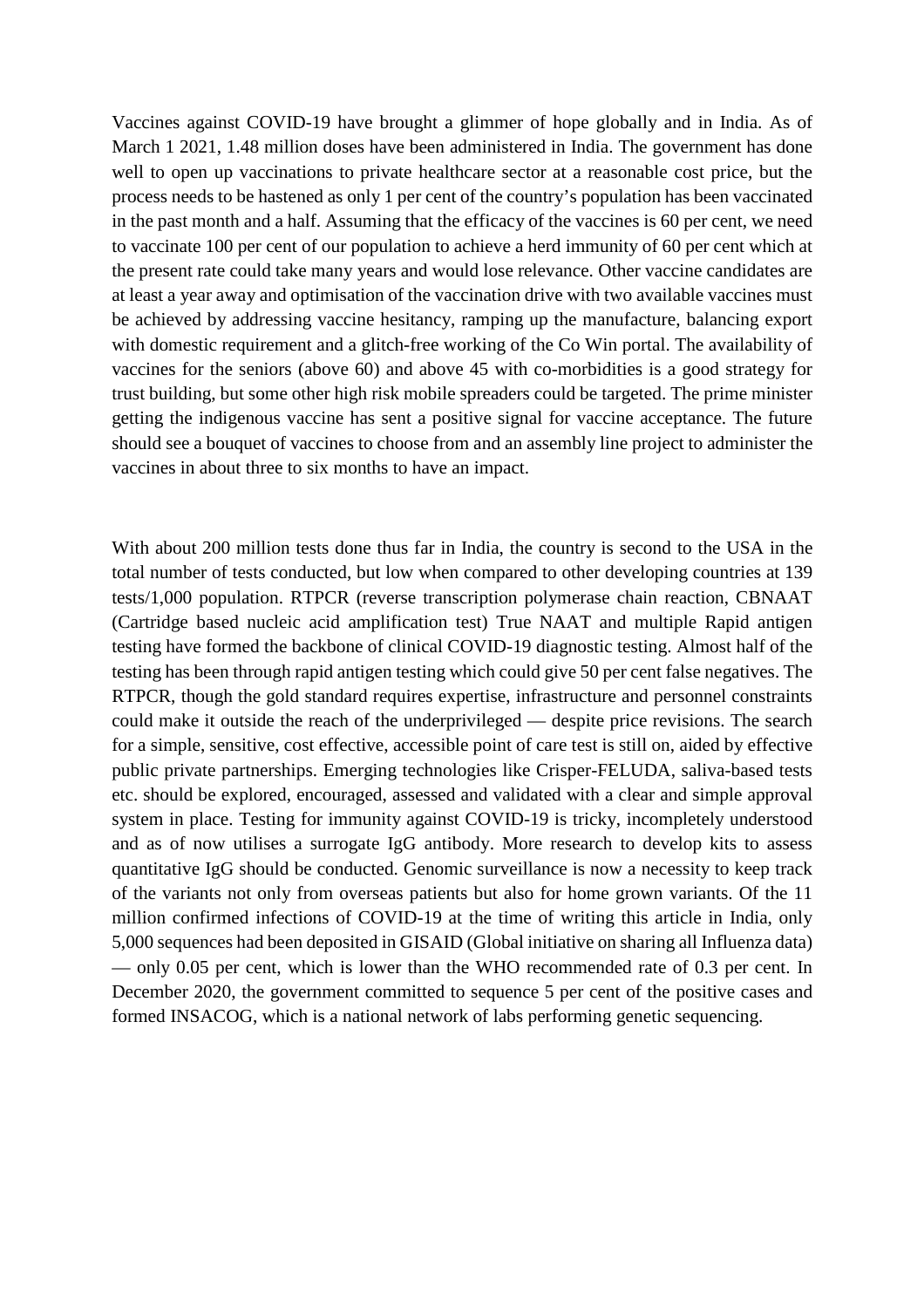Vaccines against COVID-19 have brought a glimmer of hope globally and in India. As of March 1 2021, 1.48 million doses have been administered in India. The government has done well to open up vaccinations to private healthcare sector at a reasonable cost price, but the process needs to be hastened as only 1 per cent of the country's population has been vaccinated in the past month and a half. Assuming that the efficacy of the vaccines is 60 per cent, we need to vaccinate 100 per cent of our population to achieve a herd immunity of 60 per cent which at the present rate could take many years and would lose relevance. Other vaccine candidates are at least a year away and optimisation of the vaccination drive with two available vaccines must be achieved by addressing vaccine hesitancy, ramping up the manufacture, balancing export with domestic requirement and a glitch-free working of the Co Win portal. The availability of vaccines for the seniors (above 60) and above 45 with co-morbidities is a good strategy for trust building, but some other high risk mobile spreaders could be targeted. The prime minister getting the indigenous vaccine has sent a positive signal for vaccine acceptance. The future should see a bouquet of vaccines to choose from and an assembly line project to administer the vaccines in about three to six months to have an impact.

With about 200 million tests done thus far in India, the country is second to the USA in the total number of tests conducted, but low when compared to other developing countries at 139 tests/1,000 population. RTPCR (reverse transcription polymerase chain reaction, CBNAAT (Cartridge based nucleic acid amplification test) True NAAT and multiple Rapid antigen testing have formed the backbone of clinical COVID-19 diagnostic testing. Almost half of the testing has been through rapid antigen testing which could give 50 per cent false negatives. The RTPCR, though the gold standard requires expertise, infrastructure and personnel constraints could make it outside the reach of the underprivileged — despite price revisions. The search for a simple, sensitive, cost effective, accessible point of care test is still on, aided by effective public private partnerships. Emerging technologies like Crisper-FELUDA, saliva-based tests etc. should be explored, encouraged, assessed and validated with a clear and simple approval system in place. Testing for immunity against COVID-19 is tricky, incompletely understood and as of now utilises a surrogate IgG antibody. More research to develop kits to assess quantitative IgG should be conducted. Genomic surveillance is now a necessity to keep track of the variants not only from overseas patients but also for home grown variants. Of the 11 million confirmed infections of COVID-19 at the time of writing this article in India, only 5,000 sequences had been deposited in GISAID (Global initiative on sharing all Influenza data) — only 0.05 per cent, which is lower than the WHO recommended rate of 0.3 per cent. In December 2020, the government committed to sequence 5 per cent of the positive cases and formed INSACOG, which is a national network of labs performing genetic sequencing.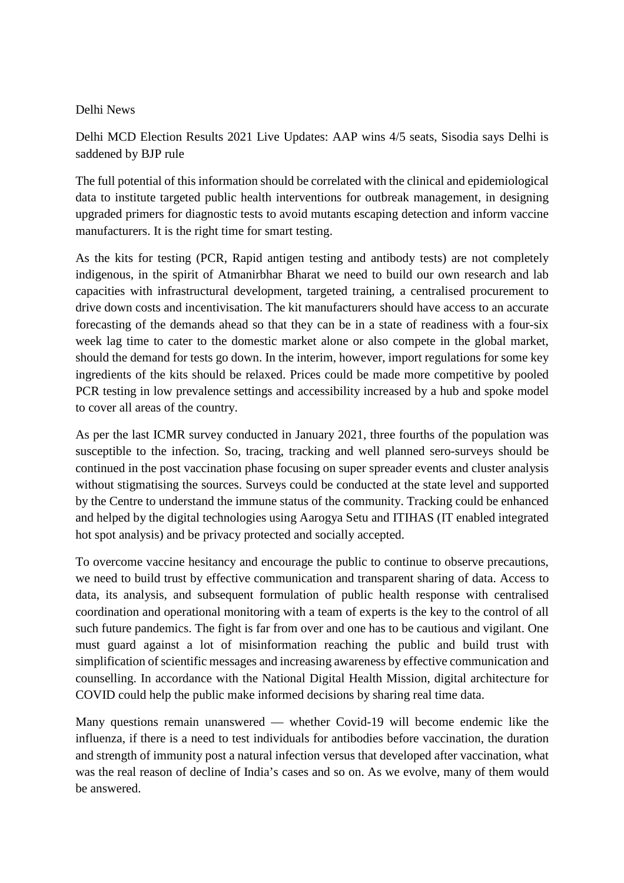Delhi News

Delhi MCD Election Results 2021 Live Updates: AAP wins 4/5 seats, Sisodia says Delhi is saddened by BJP rule

The full potential of this information should be correlated with the clinical and epidemiological data to institute targeted public health interventions for outbreak management, in designing upgraded primers for diagnostic tests to avoid mutants escaping detection and inform vaccine manufacturers. It is the right time for smart testing.

As the kits for testing (PCR, Rapid antigen testing and antibody tests) are not completely indigenous, in the spirit of Atmanirbhar Bharat we need to build our own research and lab capacities with infrastructural development, targeted training, a centralised procurement to drive down costs and incentivisation. The kit manufacturers should have access to an accurate forecasting of the demands ahead so that they can be in a state of readiness with a four-six week lag time to cater to the domestic market alone or also compete in the global market, should the demand for tests go down. In the interim, however, import regulations for some key ingredients of the kits should be relaxed. Prices could be made more competitive by pooled PCR testing in low prevalence settings and accessibility increased by a hub and spoke model to cover all areas of the country.

As per the last ICMR survey conducted in January 2021, three fourths of the population was susceptible to the infection. So, tracing, tracking and well planned sero-surveys should be continued in the post vaccination phase focusing on super spreader events and cluster analysis without stigmatising the sources. Surveys could be conducted at the state level and supported by the Centre to understand the immune status of the community. Tracking could be enhanced and helped by the digital technologies using Aarogya Setu and ITIHAS (IT enabled integrated hot spot analysis) and be privacy protected and socially accepted.

To overcome vaccine hesitancy and encourage the public to continue to observe precautions, we need to build trust by effective communication and transparent sharing of data. Access to data, its analysis, and subsequent formulation of public health response with centralised coordination and operational monitoring with a team of experts is the key to the control of all such future pandemics. The fight is far from over and one has to be cautious and vigilant. One must guard against a lot of misinformation reaching the public and build trust with simplification of scientific messages and increasing awareness by effective communication and counselling. In accordance with the National Digital Health Mission, digital architecture for COVID could help the public make informed decisions by sharing real time data.

Many questions remain unanswered — whether Covid-19 will become endemic like the influenza, if there is a need to test individuals for antibodies before vaccination, the duration and strength of immunity post a natural infection versus that developed after vaccination, what was the real reason of decline of India's cases and so on. As we evolve, many of them would be answered.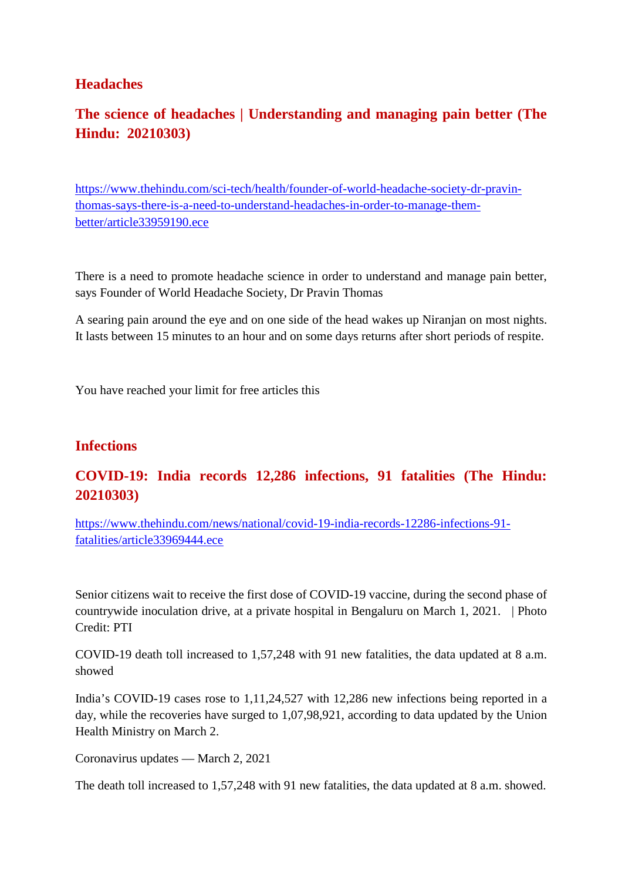## Headaches

### The science of headaches | Understanding and managing pain better (The Hindu: 20210303)

https://www.thehindu.com/sci-tech/health/founder-of-world-headache-society-dr-pravin-thomas-says-there-is-a-need-to-understand-headaches-in-order-to-manage-them-better/article33959190.ece

There is a need to promote headache science in order to understand and manage pain better, says Founder of World Headache Society, Dr Pravin Thomas

A searing pain around the eye and on one side of the head wakes up Niranjan on most nights. It lasts between 15 minutes to an hour and on some days returns after short periods of respite.

You have reached your limit for free articles this

## Infections

### COVID-19: India records 12,286 infections, 91 fatalities (The Hindu: 20210303)

https://www.thehindu.com/news/national/covid-19-india-records-12286-infections-91-fatalities/article33969444.ece

Senior citizens wait to receive the first dose of COVID-19 vaccine, during the second phase of countrywide inoculation drive, at a private hospital in Bengaluru on March 1, 2021. | Photo Credit: PTI

COVID-19 death toll increased to 1,57,248 with 91 new fatalities, the data updated at 8 a.m. showed

India's COVID-19 cases rose to 1,11,24,527 with 12,286 new infections being reported in a day, while the recoveries have surged to 1,07,98,921, according to data updated by the Union Health Ministry on March 2.

Coronavirus updates — March 2, 2021

The death toll increased to 1,57,248 with 91 new fatalities, the data updated at 8 a.m. showed.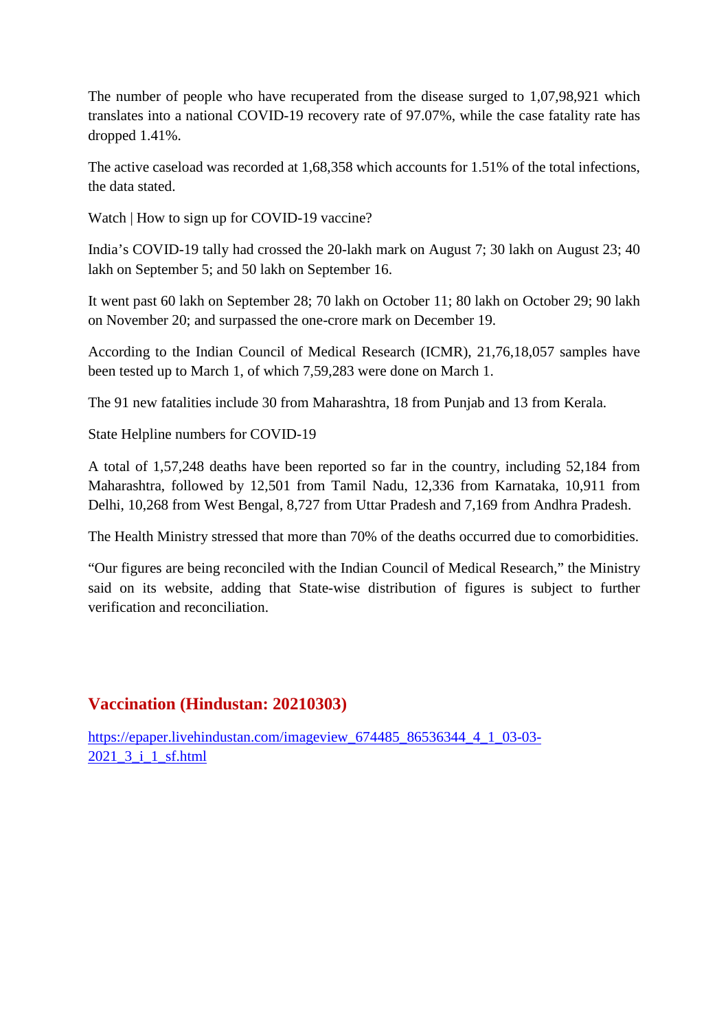The number of people who have recuperated from the disease surged to 1,07,98,921 which translates into a national COVID-19 recovery rate of 97.07%, while the case fatality rate has dropped 1.41%.

The active caseload was recorded at 1,68,358 which accounts for 1.51% of the total infections, the data stated.

Watch | How to sign up for COVID-19 vaccine?

India's COVID-19 tally had crossed the 20-lakh mark on August 7; 30 lakh on August 23; 40 lakh on September 5; and 50 lakh on September 16.

It went past 60 lakh on September 28; 70 lakh on October 11; 80 lakh on October 29; 90 lakh on November 20; and surpassed the one-crore mark on December 19.

According to the Indian Council of Medical Research (ICMR), 21,76,18,057 samples have been tested up to March 1, of which 7,59,283 were done on March 1.

The 91 new fatalities include 30 from Maharashtra, 18 from Punjab and 13 from Kerala.

State Helpline numbers for COVID-19

A total of 1,57,248 deaths have been reported so far in the country, including 52,184 from Maharashtra, followed by 12,501 from Tamil Nadu, 12,336 from Karnataka, 10,911 from Delhi, 10,268 from West Bengal, 8,727 from Uttar Pradesh and 7,169 from Andhra Pradesh.

The Health Ministry stressed that more than 70% of the deaths occurred due to comorbidities.

"Our figures are being reconciled with the Indian Council of Medical Research," the Ministry said on its website, adding that State-wise distribution of figures is subject to further verification and reconciliation.

## Vaccination (Hindustan: 20210303)

https://epaper.livehindustan.com/imageview_674485_86536344_4_1_03-03-2021_3_i_1_sf.html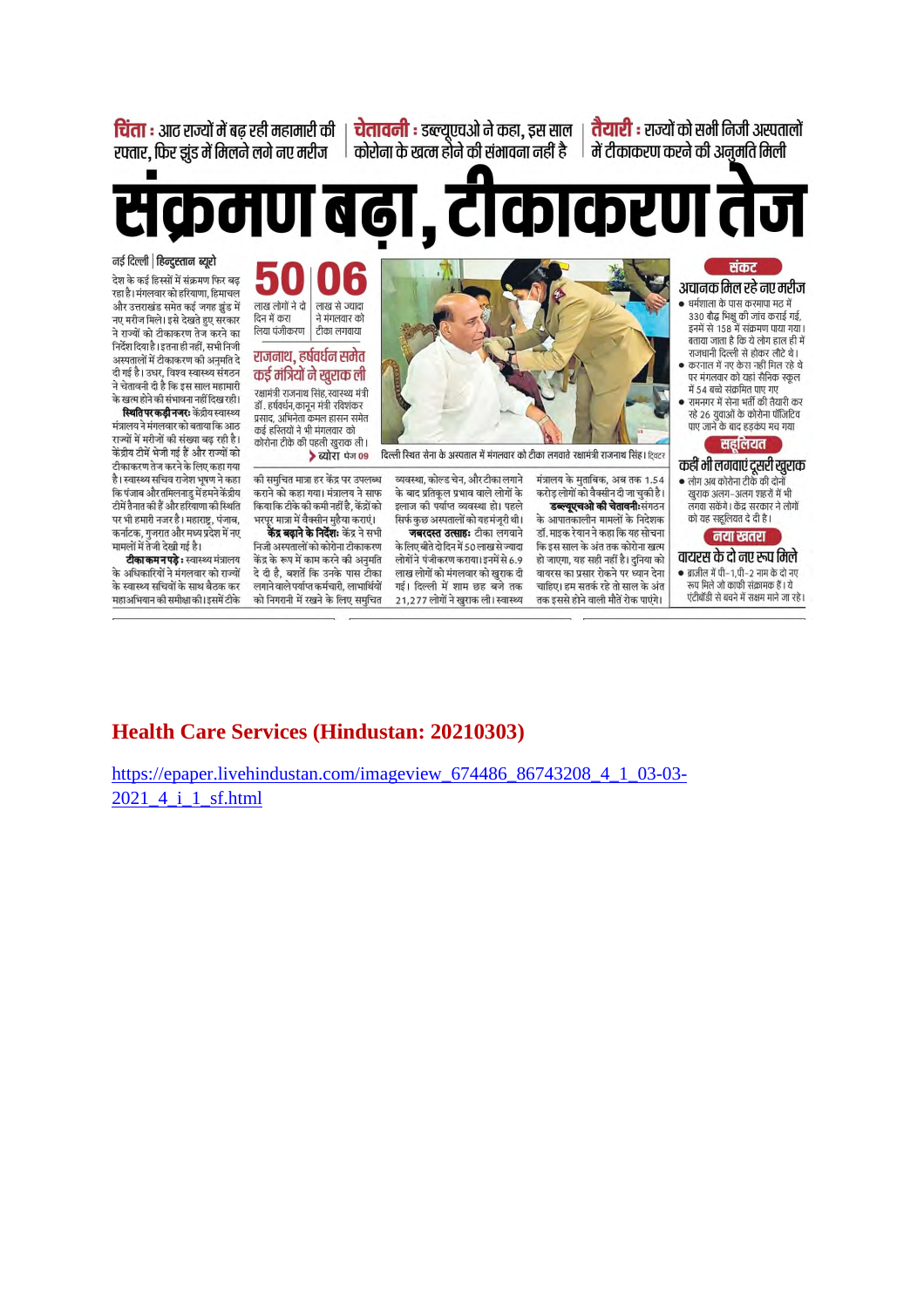**चिंता :** आठ राज्यों में बढ़ रही महामारी की रफ्तार, फिर झुंड में मिलने लगे नए मरीज

**चेतावनी :** डब्ल्यूएचओ ने कहा, इस साल कोरोना के खत्म होने की संभावना नहीं है

**तैयारी :** राज्यों को सभी निजी अस्पतालों में टीकाकरण करने की अनुमति मिली

# संक्रमण बढ़ा, टीकाकरण तेज

नई दिल्ली | हिन्दुस्तान ब्यूरो

देश के कई हिस्सों में संक्रमण फिर बढ़ रहा है। मंगलवार को हरियाणा, हिमाचल और उत्तराखंड समेत कई जगह झुंड में नए मरीज मिले। इसे देखते हुए सरकार ने राज्यों को टीकाकरण तेज करने का निर्देश दिया है। इतना ही नहीं, सभी निजी अस्पतालों में टीकाकरण की अनुमति दे दी गई है। उधर, विश्व स्वास्थ्य संगठन ने चेतावनी दी है कि इस साल महामारी के खत्म होने की संभावना नहीं दिख रही।

**स्थिति पर कड़ी नजर:** केंद्रीय स्वास्थ्य मंत्रालय ने मंगलवार को बताया कि आठ राज्यों में मरीजों की संख्या बढ़ रही है। केंद्रीय टीमें भेजी गई हैं और राज्यों को टीकाकरण तेज करने के लिए कहा गया है। स्वास्थ्य सचिव राजेश भूषण ने कहा कि पंजाब और तमिलनाडु में हमने केंद्रीय टीमें तैनात की हैं और हरियाणा की स्थिति पर भी हमारी नजर है। महाराष्ट्र, पंजाब, कर्नाटक, गुजरात और मध्य प्रदेश में नए मामलों में तेजी देखी गई है।

**टीका कम न पड़े :** स्वास्थ्य मंत्रालय के अधिकारियों ने मंगलवार को राज्यों के स्वास्थ्य सचिवों के साथ बैठक कर महाअभियान की समीक्षा की। इसमें टीके की समुचित मात्रा हर केंद्र पर उपलब्ध कराने को कहा गया। मंत्रालय ने साफ किया कि टीके की कमी नहीं है, केंद्रों को भरपूर मात्रा में वैक्सीन मुहैया कराएं।

**केंद्र बढ़ाने के निर्देश:** केंद्र ने सभी निजी अस्पतालों को कोरोना टीकाकरण केंद्र के रूप में काम करने की अनुमति दे दी है, बशर्ते कि उनके पास टीका लगाने वाले पर्याप्त कर्मचारी, लाभार्थियों को निगरानी में रखने के लिए समुचित व्यवस्था, कोल्ड चेन, और टीका लगाने के बाद प्रतिकूल प्रभाव वाले लोगों के इलाज की पर्याप्त व्यवस्था हो। पहले सिर्फ कुछ अस्पतालों को यह मंजूरी थी।

**जबरदस्त उत्साह:** टीका लगवाने के लिए बीते दो दिन में 50 लाख से ज्यादा लोगों ने पंजीकरण कराया। इनमें से 6.9 लाख लोगों को मंगलवार को खुराक दी गई। दिल्ली में शाम छह बजे तक 21,277 लोगों ने खुराक ली। स्वास्थ्य मंत्रालय के मुताबिक, अब तक 1.54 करोड़ लोगों को वैक्सीन दी जा चुकी है।

**डब्ल्यूएचओ की चेतावनी:** संगठन के आपातकालीन मामलों के निदेशक डॉ. माइक रेयान ने कहा कि यह सोचना कि इस साल के अंत तक कोरोना खत्म हो जाएगा, यह सही नहीं है। दुनिया को वायरस का प्रसार रोकने पर ध्यान देना चाहिए। हम सतर्क रहे तो साल के अंत तक इससे होने वाली मौतें रोक पाएंगे।

**50** लाख लोगों ने दो दिन में करा लिया पंजीकरण

**06** लाख से ज्यादा ने मंगलवार को टीका लगवाया

## राजनाथ, हर्षवर्धन समेत कई मंत्रियों ने खुराक ली

रक्षामंत्री राजनाथ सिंह, स्वास्थ्य मंत्री डॉ. हर्षवर्धन, कानून मंत्री रविशंकर प्रसाद, अभिनेता कमल हासन समेत कई हस्तियों ने भी मंगलवार को कोरोना टीके की पहली खुराक ली।

> ब्योरा पेज 09

दिल्ली स्थित सेना के अस्पताल में मंगलवार को टीका लगवाते रक्षामंत्री राजनाथ सिंह। ट्विटर

### संकट

## अचानक मिल रहे नए मरीज

- धर्मशाला के पास करमापा मठ में 330 बौद्ध भिक्षु की जांच कराई गई, इनमें से 158 में संक्रमण पाया गया। बताया जाता है कि ये लोग हाल ही में राजधानी दिल्ली से होकर लौटे थे।
- करनाल में नए केस नहीं मिल रहे थे पर मंगलवार को वहां सैनिक स्कूल में 54 बच्चे संक्रमित पाए गए
- जामनगर में सेना भर्ती की तैयारी कर रहे 26 युवाओं के कोरोना पॉजिटिव पाए जाने के बाद हड़कंप मच गया

### सहूलियत

## कहीं भी लगवाएं दूसरी खुराक

- लोग अब कोरोना टीके की दोनों खुराक अलग-अलग शहरों में भी लगवा सकेंगे। केंद्र सरकार ने लोगों को यह सहूलियत दे दी है।

### नया खतरा

## वायरस के दो नए रूप मिले

- ब्राजील में पी-1, पी-2 नाम के दो नए रूप मिले जो काफी संक्रामक हैं। ये एंटीबॉडी से बचने में सक्षम माने जा रहे।

## Health Care Services (Hindustan: 20210303)

https://epaper.livehindustan.com/imageview_674486_86743208_4_1_03-03-2021_4_i_1_sf.html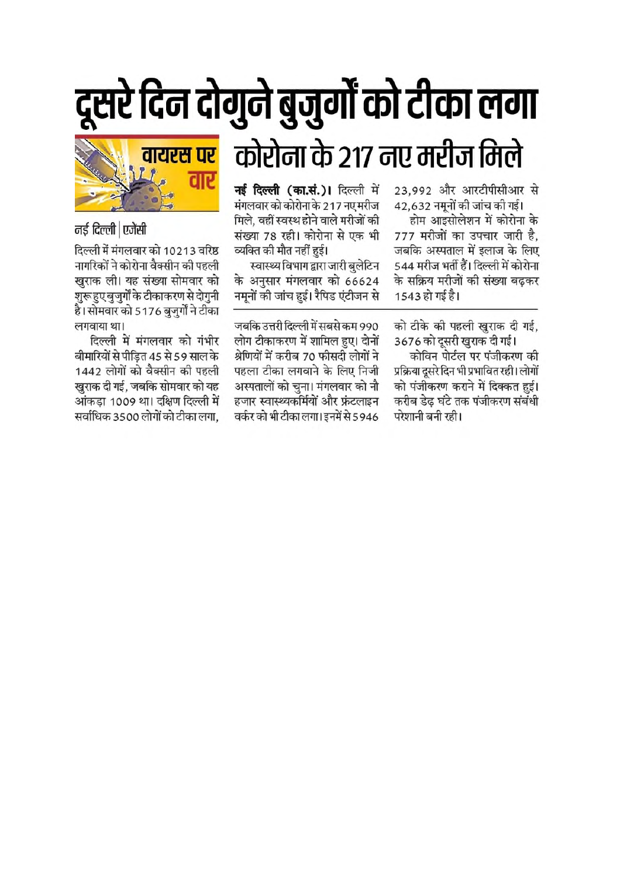# दूसरे दिन दोगुने बुजुर्गों को टीका लगा

वायरस पर वार

नई दिल्ली | एजेंसी

दिल्ली में मंगलवार को 10213 वरिष्ठ नागरिकों ने कोरोना वैक्सीन की पहली खुराक ली। यह संख्या सोमवार को शुरू हुए बुजुर्गों के टीकाकरण से दोगुनी है। सोमवार को 5176 बुजुर्गों ने टीका लगवाया था।

दिल्ली में मंगलवार को गंभीर बीमारियों से पीड़ित 45 से 59 साल के 1442 लोगों को वैक्सीन की पहली खुराक दी गई, जबकि सोमवार को यह आंकड़ा 1009 था। दक्षिण दिल्ली में सर्वाधिक 3500 लोगों को टीका लगा, जबकि उत्तरी दिल्ली में सबसे कम 990 लोग टीकाकरण में शामिल हुए। दोनों श्रेणियों में करीब 70 फीसदी लोगों ने पहला टीका लगवाने के लिए निजी अस्पतालों को चुना। मंगलवार को नौ हजार स्वास्थ्यकर्मियों और फ्रंटलाइन वर्कर को भी टीका लगा। इनमें से 5946 को टीके की पहली खुराक दी गई, 3676 को दूसरी खुराक दी गई।

कोविन पोर्टल पर पंजीकरण की प्रक्रिया दूसरे दिन भी प्रभावित रही। लोगों को पंजीकरण कराने में दिक्कत हुई। करीब डेढ़ घंटे तक पंजीकरण संबंधी परेशानी बनी रही।

## कोरोना के 217 नए मरीज मिले

**नई दिल्ली (का.सं.)।** दिल्ली में मंगलवार को कोरोना के 217 नए मरीज मिले, वहीं स्वस्थ होने वाले मरीजों की संख्या 78 रही। कोरोना से एक भी व्यक्ति की मौत नहीं हुई।

स्वास्थ्य विभाग द्वारा जारी बुलेटिन के अनुसार मंगलवार को 66624 नमूनों की जांच हुई। रैपिड एंटीजन से 23,992 और आरटीपीसीआर से 42,632 नमूनों की जांच की गई।

होम आइसोलेशन में कोरोना के 777 मरीजों का उपचार जारी है, जबकि अस्पताल में इलाज के लिए 544 मरीज भर्ती हैं। दिल्ली में कोरोना के सक्रिय मरीजों की संख्या बढ़कर 1543 हो गई है।